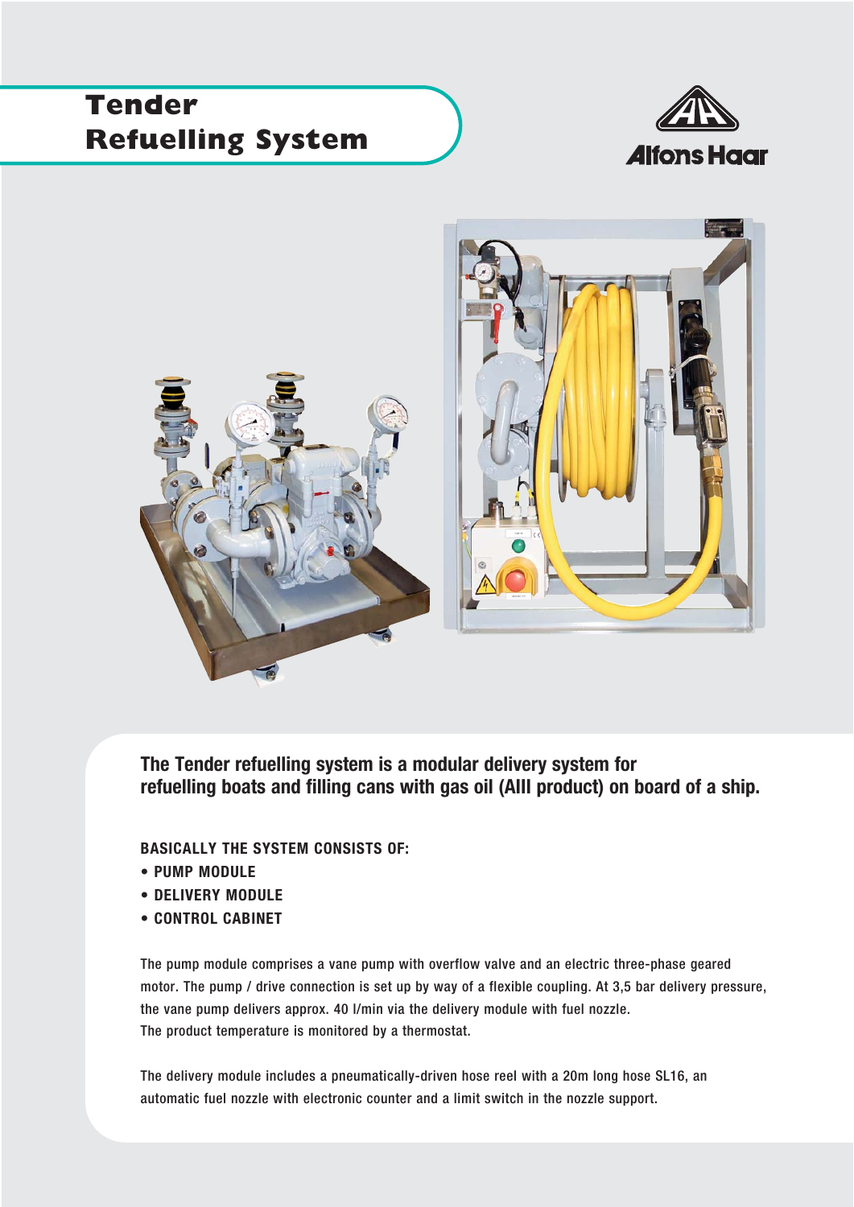# Tender Refuelling System

Alfons Haar

**The Tender refuelling system is a modular delivery system for refuelling boats and filling cans with gas oil (AIII product) on board of a ship.**

**BASICALLY THE SYSTEM CONSISTS OF:**

- **PUMP MODULE**
- **DELIVERY MODULE**
- **CONTROL CABINET**

The pump module comprises a vane pump with overflow valve and an electric three-phase geared motor. The pump / drive connection is set up by way of a flexible coupling. At 3,5 bar delivery pressure, the vane pump delivers approx. 40 l/min via the delivery module with fuel nozzle. The product temperature is monitored by a thermostat.

The delivery module includes a pneumatically-driven hose reel with a 20m long hose SL16, an automatic fuel nozzle with electronic counter and a limit switch in the nozzle support.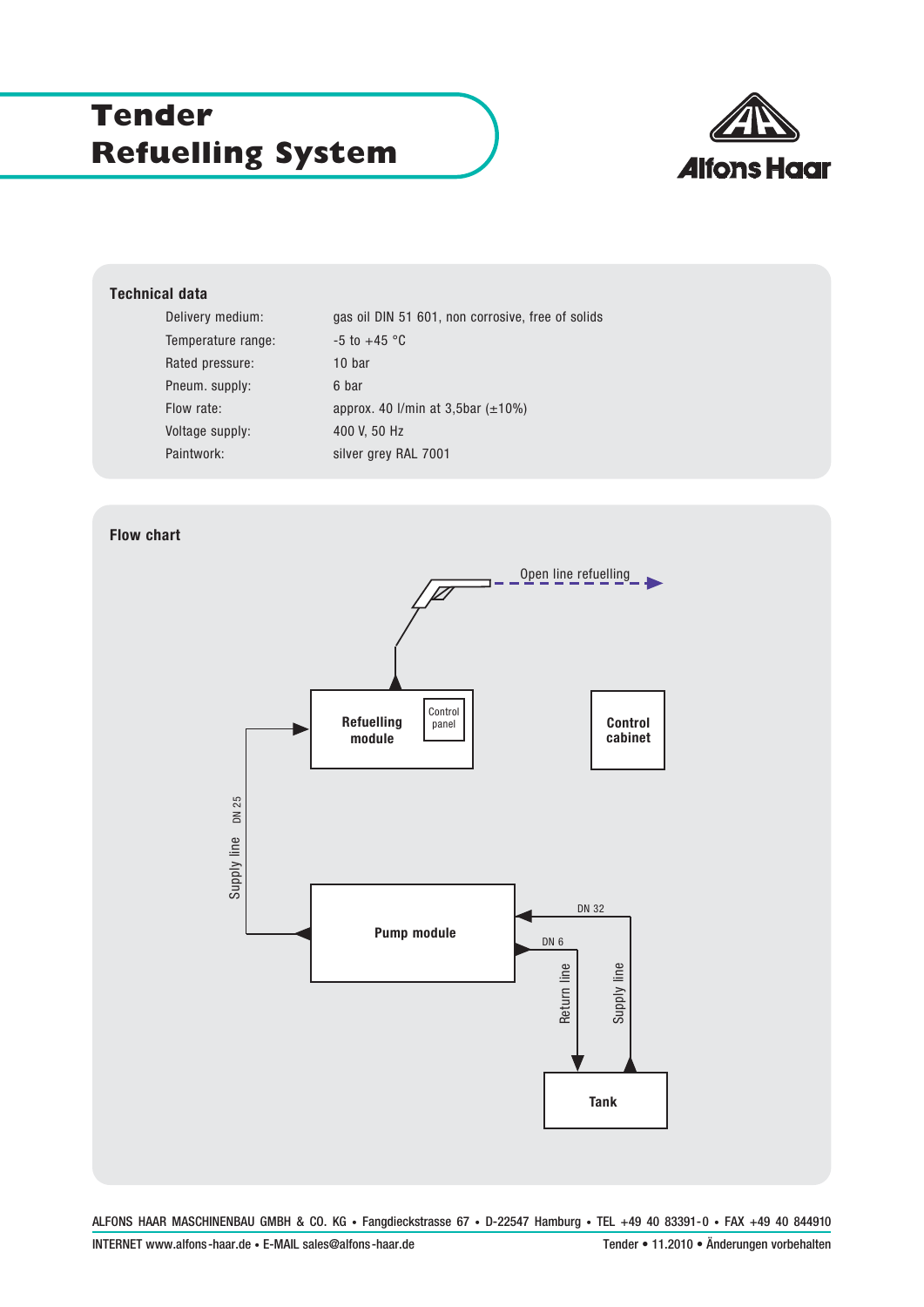# Tender Refuelling System

Alfons Haar

## Technical data

| | |
|---|---|
| Delivery medium: | gas oil DIN 51 601, non corrosive, free of solids |
| Temperature range: | -5 to +45 °C |
| Rated pressure: | 10 bar |
| Pneum. supply: | 6 bar |
| Flow rate: | approx. 40 l/min at 3,5bar (±10%) |
| Voltage supply: | 400 V, 50 Hz |
| Paintwork: | silver grey RAL 7001 |

## Flow chart

Open line refuelling

Refuelling module

Control panel

Control cabinet

Supply line DN 25

Pump module

DN 32

DN 6

Return line

Supply line

Tank

ALFONS HAAR MASCHINENBAU GMBH & CO. KG • Fangdieckstrasse 67 • D-22547 Hamburg • TEL +49 40 83391-0 • FAX +49 40 844910

INTERNET www.alfons-haar.de • E-MAIL sales@alfons-haar.de

Tender • 11.2010 • Änderungen vorbehalten